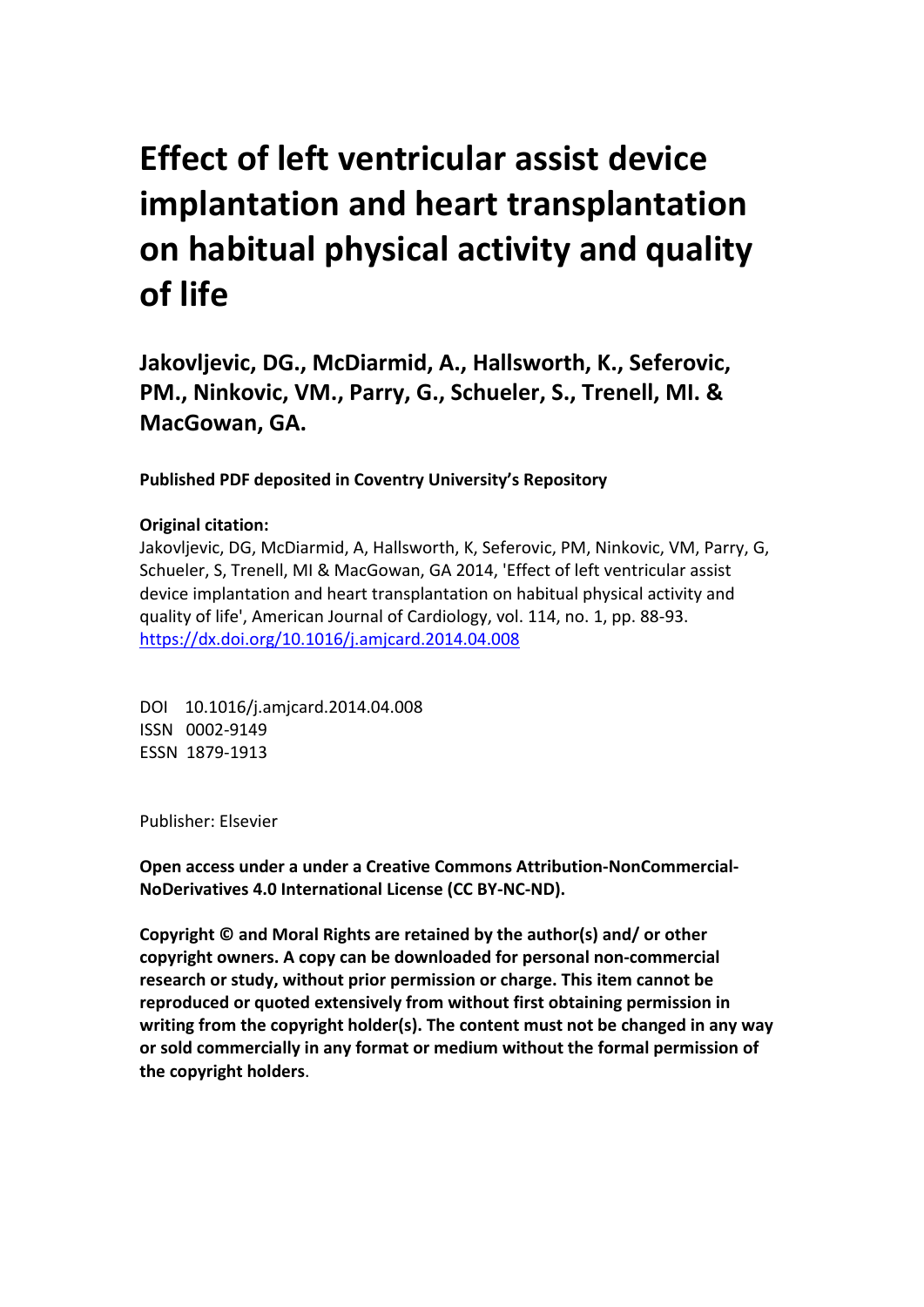# Effect of left ventricular assist device implantation and heart transplantation on habitual physical activity and quality of life

**Jakovljevic, DG., McDiarmid, A., Hallsworth, K., Seferovic, PM., Ninkovic, VM., Parry, G., Schueler, S., Trenell, MI. & MacGowan, GA.**

**Published PDF deposited in Coventry University's Repository**

**Original citation:**
Jakovljevic, DG, McDiarmid, A, Hallsworth, K, Seferovic, PM, Ninkovic, VM, Parry, G, Schueler, S, Trenell, MI & MacGowan, GA 2014, 'Effect of left ventricular assist device implantation and heart transplantation on habitual physical activity and quality of life', American Journal of Cardiology, vol. 114, no. 1, pp. 88-93.
https://dx.doi.org/10.1016/j.amjcard.2014.04.008

DOI 10.1016/j.amjcard.2014.04.008
ISSN 0002-9149
ESSN 1879-1913

Publisher: Elsevier

**Open access under a under a Creative Commons Attribution-NonCommercial-NoDerivatives 4.0 International License (CC BY-NC-ND).**

**Copyright © and Moral Rights are retained by the author(s) and/ or other copyright owners. A copy can be downloaded for personal non-commercial research or study, without prior permission or charge. This item cannot be reproduced or quoted extensively from without first obtaining permission in writing from the copyright holder(s). The content must not be changed in any way or sold commercially in any format or medium without the formal permission of the copyright holders**.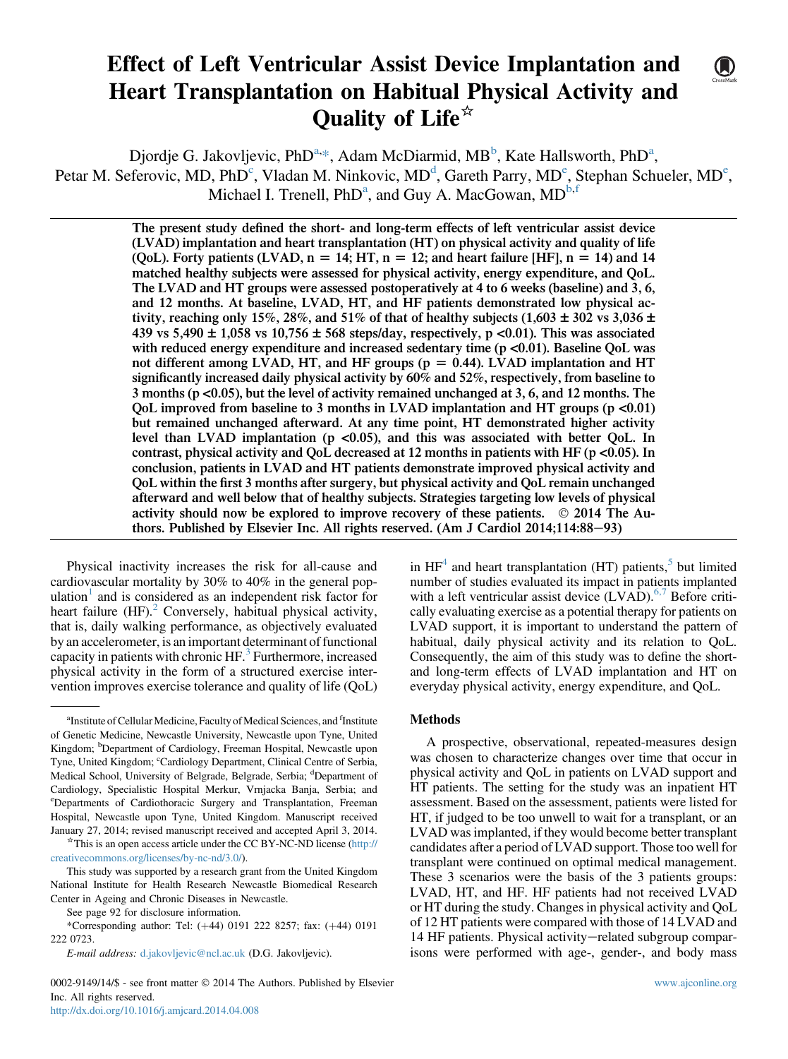# Effect of Left Ventricular Assist Device Implantation and Heart Transplantation on Habitual Physical Activity and Quality of Life☆

Djordje G. Jakovljevic, PhD[a,*], Adam McDiarmid, MB[b], Kate Hallsworth, PhD[a], Petar M. Seferovic, MD, PhD[c], Vladan M. Ninkovic, MD[d], Gareth Parry, MD[e], Stephan Schueler, MD[e], Michael I. Trenell, PhD[a], and Guy A. MacGowan, MD[b,f]

**The present study defined the short- and long-term effects of left ventricular assist device (LVAD) implantation and heart transplantation (HT) on physical activity and quality of life (QoL). Forty patients (LVAD, n = 14; HT, n = 12; and heart failure [HF], n = 14) and 14 matched healthy subjects were assessed for physical activity, energy expenditure, and QoL. The LVAD and HT groups were assessed postoperatively at 4 to 6 weeks (baseline) and 3, 6, and 12 months. At baseline, LVAD, HT, and HF patients demonstrated low physical activity, reaching only 15%, 28%, and 51% of that of healthy subjects (1,603 ± 302 vs 3,036 ± 439 vs 5,490 ± 1,058 vs 10,756 ± 568 steps/day, respectively, p <0.01). This was associated with reduced energy expenditure and increased sedentary time (p <0.01). Baseline QoL was not different among LVAD, HT, and HF groups (p = 0.44). LVAD implantation and HT significantly increased daily physical activity by 60% and 52%, respectively, from baseline to 3 months (p <0.05), but the level of activity remained unchanged at 3, 6, and 12 months. The QoL improved from baseline to 3 months in LVAD implantation and HT groups (p <0.01) but remained unchanged afterward. At any time point, HT demonstrated higher activity level than LVAD implantation (p <0.05), and this was associated with better QoL. In contrast, physical activity and QoL decreased at 12 months in patients with HF (p <0.05). In conclusion, patients in LVAD and HT patients demonstrate improved physical activity and QoL within the first 3 months after surgery, but physical activity and QoL remain unchanged afterward and well below that of healthy subjects. Strategies targeting low levels of physical activity should now be explored to improve recovery of these patients. © 2014 The Authors. Published by Elsevier Inc. All rights reserved. (Am J Cardiol 2014;114:88−93)**

Physical inactivity increases the risk for all-cause and cardiovascular mortality by 30% to 40% in the general population[1] and is considered as an independent risk factor for heart failure (HF).[2] Conversely, habitual physical activity, that is, daily walking performance, as objectively evaluated by an accelerometer, is an important determinant of functional capacity in patients with chronic HF.[3] Furthermore, increased physical activity in the form of a structured exercise intervention improves exercise tolerance and quality of life (QoL) in HF[4] and heart transplantation (HT) patients,[5] but limited number of studies evaluated its impact in patients implanted with a left ventricular assist device (LVAD).[6,7] Before critically evaluating exercise as a potential therapy for patients on LVAD support, it is important to understand the pattern of habitual, daily physical activity and its relation to QoL. Consequently, the aim of this study was to define the short- and long-term effects of LVAD implantation and HT on everyday physical activity, energy expenditure, and QoL.

## Methods

A prospective, observational, repeated-measures design was chosen to characterize changes over time that occur in physical activity and QoL in patients on LVAD support and HT patients. The setting for the study was an inpatient HT assessment. Based on the assessment, patients were listed for HT, if judged to be too unwell to wait for a transplant, or an LVAD was implanted, if they would become better transplant candidates after a period of LVAD support. Those too well for transplant were continued on optimal medical management. These 3 scenarios were the basis of the 3 patients groups: LVAD, HT, and HF. HF patients had not received LVAD or HT during the study. Changes in physical activity and QoL of 12 HT patients were compared with those of 14 LVAD and 14 HF patients. Physical activity−related subgroup comparisons were performed with age-, gender-, and body mass

---

[a]Institute of Cellular Medicine, Faculty of Medical Sciences, and [f]Institute of Genetic Medicine, Newcastle University, Newcastle upon Tyne, United Kingdom; [b]Department of Cardiology, Freeman Hospital, Newcastle upon Tyne, United Kingdom; [c]Cardiology Department, Clinical Centre of Serbia, Medical School, University of Belgrade, Belgrade, Serbia; [d]Department of Cardiology, Specialistic Hospital Merkur, Vrnjacka Banja, Serbia; and [e]Departments of Cardiothoracic Surgery and Transplantation, Freeman Hospital, Newcastle upon Tyne, United Kingdom. Manuscript received January 27, 2014; revised manuscript received and accepted April 3, 2014.

☆This is an open access article under the CC BY-NC-ND license (http://creativecommons.org/licenses/by-nc-nd/3.0/).

This study was supported by a research grant from the United Kingdom National Institute for Health Research Newcastle Biomedical Research Center in Ageing and Chronic Diseases in Newcastle.

See page 92 for disclosure information.

*Corresponding author: Tel: (+44) 0191 222 8257; fax: (+44) 0191 222 0723.

*E-mail address:* d.jakovljevic@ncl.ac.uk (D.G. Jakovljevic).

0002-9149/14/$ - see front matter © 2014 The Authors. Published by Elsevier Inc. All rights reserved.
http://dx.doi.org/10.1016/j.amjcard.2014.04.008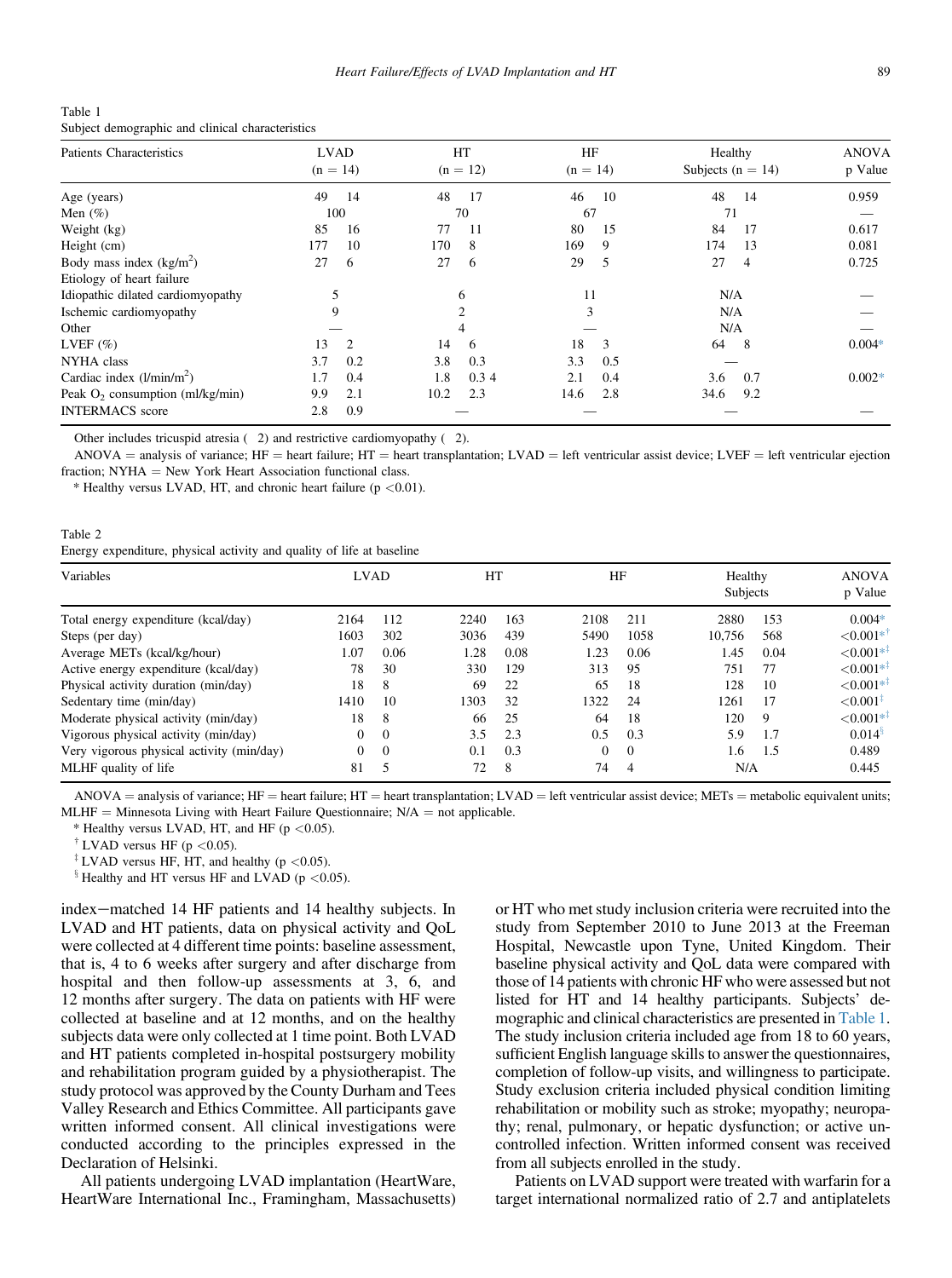Table 1
Subject demographic and clinical characteristics

| Patients Characteristics | LVAD (n = 14) | | HT (n = 12) | | HF (n = 14) | | Healthy Subjects (n = 14) | | ANOVA p Value |
|---|---|---|---|---|---|---|---|---|---|
| Age (years) | 49 | 14 | 48 | 17 | 46 | 10 | 48 | 14 | 0.959 |
| Men (%) | 100 | | 70 | | 67 | | 71 | | — |
| Weight (kg) | 85 | 16 | 77 | 11 | 80 | 15 | 84 | 17 | 0.617 |
| Height (cm) | 177 | 10 | 170 | 8 | 169 | 9 | 174 | 13 | 0.081 |
| Body mass index (kg/m$^2$) | 27 | 6 | 27 | 6 | 29 | 5 | 27 | 4 | 0.725 |
| Etiology of heart failure | | | | | | | | | |
| Idiopathic dilated cardiomyopathy | 5 | | 6 | | 11 | | N/A | | — |
| Ischemic cardiomyopathy | 9 | | 2 | | 3 | | N/A | | — |
| Other | — | | 4 | | — | | N/A | | — |
| LVEF (%) | 13 | 2 | 14 | 6 | 18 | 3 | 64 | 8 | 0.004* |
| NYHA class | 3.7 | 0.2 | 3.8 | 0.3 | 3.3 | 0.5 | — | | |
| Cardiac index (l/min/m$^2$) | 1.7 | 0.4 | 1.8 | 0.3 4 | 2.1 | 0.4 | 3.6 | 0.7 | 0.002* |
| Peak $O_2$ consumption (ml/kg/min) | 9.9 | 2.1 | 10.2 | 2.3 | 14.6 | 2.8 | 34.6 | 9.2 | |
| INTERMACS score | 2.8 | 0.9 | — | | — | | — | | — |

Other includes tricuspid atresia ( 2) and restrictive cardiomyopathy ( 2).

ANOVA = analysis of variance; HF = heart failure; HT = heart transplantation; LVAD = left ventricular assist device; LVEF = left ventricular ejection fraction; NYHA = New York Heart Association functional class.

\* Healthy versus LVAD, HT, and chronic heart failure ($p < 0.01$).

Table 2
Energy expenditure, physical activity and quality of life at baseline

| Variables | LVAD | | HT | | HF | | Healthy Subjects | | ANOVA p Value |
|---|---|---|---|---|---|---|---|---|---|
| Total energy expenditure (kcal/day) | 2164 | 112 | 2240 | 163 | 2108 | 211 | 2880 | 153 | 0.004* |
| Steps (per day) | 1603 | 302 | 3036 | 439 | 5490 | 1058 | 10,756 | 568 | <0.001*† |
| Average METs (kcal/kg/hour) | 1.07 | 0.06 | 1.28 | 0.08 | 1.23 | 0.06 | 1.45 | 0.04 | <0.001*‡ |
| Active energy expenditure (kcal/day) | 78 | 30 | 330 | 129 | 313 | 95 | 751 | 77 | <0.001*‡ |
| Physical activity duration (min/day) | 18 | 8 | 69 | 22 | 65 | 18 | 128 | 10 | <0.001*‡ |
| Sedentary time (min/day) | 1410 | 10 | 1303 | 32 | 1322 | 24 | 1261 | 17 | <0.001‡ |
| Moderate physical activity (min/day) | 18 | 8 | 66 | 25 | 64 | 18 | 120 | 9 | <0.001*‡ |
| Vigorous physical activity (min/day) | 0 | 0 | 3.5 | 2.3 | 0.5 | 0.3 | 5.9 | 1.7 | 0.014§ |
| Very vigorous physical activity (min/day) | 0 | 0 | 0.1 | 0.3 | 0 | 0 | 1.6 | 1.5 | 0.489 |
| MLHF quality of life | 81 | 5 | 72 | 8 | 74 | 4 | N/A | | 0.445 |

ANOVA = analysis of variance; HF = heart failure; HT = heart transplantation; LVAD = left ventricular assist device; METs = metabolic equivalent units; MLHF = Minnesota Living with Heart Failure Questionnaire; N/A = not applicable.

\* Healthy versus LVAD, HT, and HF ($p < 0.05$).

† LVAD versus HF ($p < 0.05$).

‡ LVAD versus HF, HT, and healthy ($p < 0.05$).

§ Healthy and HT versus HF and LVAD ($p < 0.05$).

index−matched 14 HF patients and 14 healthy subjects. In LVAD and HT patients, data on physical activity and QoL were collected at 4 different time points: baseline assessment, that is, 4 to 6 weeks after surgery and after discharge from hospital and then follow-up assessments at 3, 6, and 12 months after surgery. The data on patients with HF were collected at baseline and at 12 months, and on the healthy subjects data were only collected at 1 time point. Both LVAD and HT patients completed in-hospital postsurgery mobility and rehabilitation program guided by a physiotherapist. The study protocol was approved by the County Durham and Tees Valley Research and Ethics Committee. All participants gave written informed consent. All clinical investigations were conducted according to the principles expressed in the Declaration of Helsinki.

All patients undergoing LVAD implantation (HeartWare, HeartWare International Inc., Framingham, Massachusetts) or HT who met study inclusion criteria were recruited into the study from September 2010 to June 2013 at the Freeman Hospital, Newcastle upon Tyne, United Kingdom. Their baseline physical activity and QoL data were compared with those of 14 patients with chronic HF who were assessed but not listed for HT and 14 healthy participants. Subjects' demographic and clinical characteristics are presented in Table 1. The study inclusion criteria included age from 18 to 60 years, sufficient English language skills to answer the questionnaires, completion of follow-up visits, and willingness to participate. Study exclusion criteria included physical condition limiting rehabilitation or mobility such as stroke; myopathy; neuropathy; renal, pulmonary, or hepatic dysfunction; or active uncontrolled infection. Written informed consent was received from all subjects enrolled in the study.

Patients on LVAD support were treated with warfarin for a target international normalized ratio of 2.7 and antiplatelets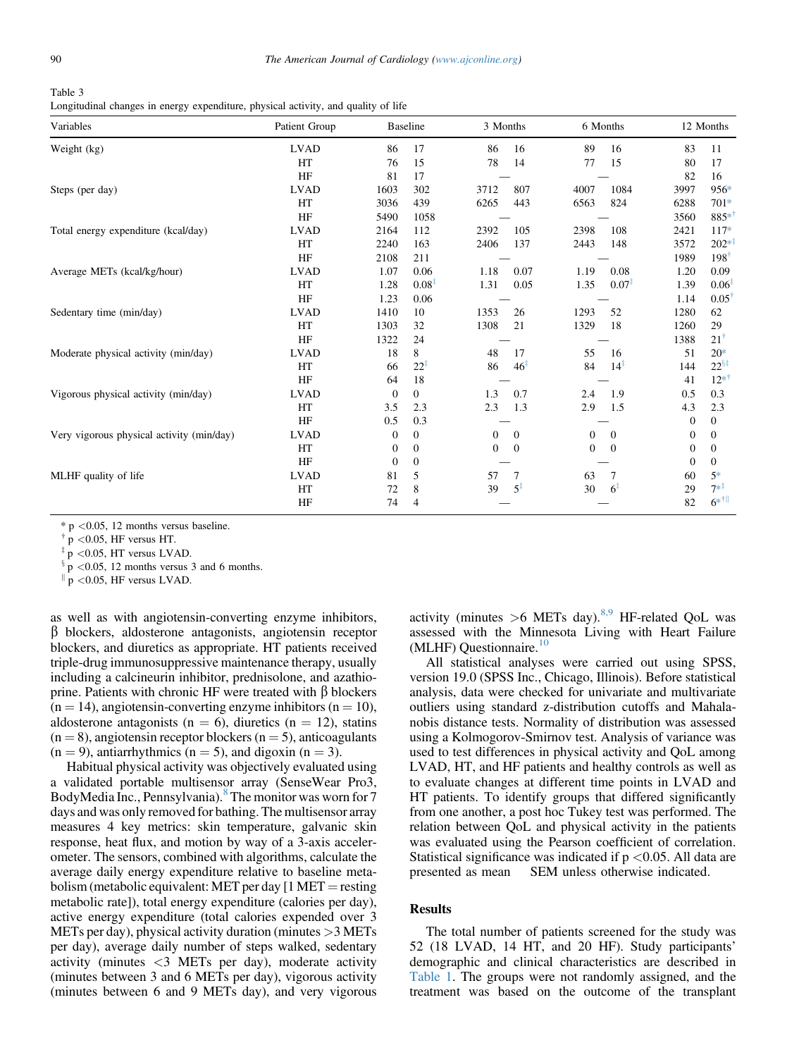Table 3
Longitudinal changes in energy expenditure, physical activity, and quality of life

| Variables | Patient Group | Baseline | | 3 Months | | 6 Months | | 12 Months | |
|---|---|---|---|---|---|---|---|---|---|
| Weight (kg) | LVAD | 86 | 17 | 86 | 16 | 89 | 16 | 83 | 11 |
| | HT | 76 | 15 | 78 | 14 | 77 | 15 | 80 | 17 |
| | HF | 81 | 17 | — | | — | | 82 | 16 |
| Steps (per day) | LVAD | 1603 | 302 | 3712 | 807 | 4007 | 1084 | 3997 | 956* |
| | HT | 3036 | 439 | 6265 | 443 | 6563 | 824 | 6288 | 701* |
| | HF | 5490 | 1058 | — | | — | | 3560 | 885*† |
| Total energy expenditure (kcal/day) | LVAD | 2164 | 112 | 2392 | 105 | 2398 | 108 | 2421 | 117* |
| | HT | 2240 | 163 | 2406 | 137 | 2443 | 148 | 3572 | 202*‡ |
| | HF | 2108 | 211 | — | | — | | 1989 | 198† |
| Average METs (kcal/kg/hour) | LVAD | 1.07 | 0.06 | 1.18 | 0.07 | 1.19 | 0.08 | 1.20 | 0.09 |
| | HT | 1.28 | 0.08‡ | 1.31 | 0.05 | 1.35 | 0.07‡ | 1.39 | 0.06‡ |
| | HF | 1.23 | 0.06 | — | | — | | 1.14 | 0.05† |
| Sedentary time (min/day) | LVAD | 1410 | 10 | 1353 | 26 | 1293 | 52 | 1280 | 62 |
| | HT | 1303 | 32 | 1308 | 21 | 1329 | 18 | 1260 | 29 |
| | HF | 1322 | 24 | — | | — | | 1388 | 21† |
| Moderate physical activity (min/day) | LVAD | 18 | 8 | 48 | 17 | 55 | 16 | 51 | 20* |
| | HT | 66 | 22‡ | 86 | 46‡ | 84 | 14‡ | 144 | 22§‡ |
| | HF | 64 | 18 | — | | — | | 41 | 12*† |
| Vigorous physical activity (min/day) | LVAD | 0 | 0 | 1.3 | 0.7 | 2.4 | 1.9 | 0.5 | 0.3 |
| | HT | 3.5 | 2.3 | 2.3 | 1.3 | 2.9 | 1.5 | 4.3 | 2.3 |
| | HF | 0.5 | 0.3 | — | | — | | 0 | 0 |
| Very vigorous physical activity (min/day) | LVAD | 0 | 0 | 0 | 0 | 0 | 0 | 0 | 0 |
| | HT | 0 | 0 | 0 | 0 | 0 | 0 | 0 | 0 |
| | HF | 0 | 0 | — | | — | | 0 | 0 |
| MLHF quality of life | LVAD | 81 | 5 | 57 | 7 | 63 | 7 | 60 | 5* |
| | HT | 72 | 8 | 39 | 5‡ | 30 | 6‡ | 29 | 7*‡ |
| | HF | 74 | 4 | — | | — | | 82 | 6*†‖ |

\* $p < 0.05$, 12 months versus baseline.
† $p < 0.05$, HF versus HT.
‡ $p < 0.05$, HT versus LVAD.
§ $p < 0.05$, 12 months versus 3 and 6 months.
‖ $p < 0.05$, HF versus LVAD.

as well as with angiotensin-converting enzyme inhibitors, β blockers, aldosterone antagonists, angiotensin receptor blockers, and diuretics as appropriate. HT patients received triple-drug immunosuppressive maintenance therapy, usually including a calcineurin inhibitor, prednisolone, and azathioprine. Patients with chronic HF were treated with β blockers (n = 14), angiotensin-converting enzyme inhibitors (n = 10), aldosterone antagonists (n = 6), diuretics (n = 12), statins (n = 8), angiotensin receptor blockers (n = 5), anticoagulants (n = 9), antiarrhythmics (n = 5), and digoxin (n = 3).

Habitual physical activity was objectively evaluated using a validated portable multisensor array (SenseWear Pro3, BodyMedia Inc., Pennsylvania).[8] The monitor was worn for 7 days and was only removed for bathing. The multisensor array measures 4 key metrics: skin temperature, galvanic skin response, heat flux, and motion by way of a 3-axis accelerometer. The sensors, combined with algorithms, calculate the average daily energy expenditure relative to baseline metabolism (metabolic equivalent: MET per day [1 MET = resting metabolic rate]), total energy expenditure (calories per day), active energy expenditure (total calories expended over 3 METs per day), physical activity duration (minutes >3 METs per day), average daily number of steps walked, sedentary activity (minutes <3 METs per day), moderate activity (minutes between 3 and 6 METs per day), vigorous activity (minutes between 6 and 9 METs day), and very vigorous activity (minutes >6 METs day).[8,9] HF-related QoL was assessed with the Minnesota Living with Heart Failure (MLHF) Questionnaire.[10]

All statistical analyses were carried out using SPSS, version 19.0 (SPSS Inc., Chicago, Illinois). Before statistical analysis, data were checked for univariate and multivariate outliers using standard z-distribution cutoffs and Mahalanobis distance tests. Normality of distribution was assessed using a Kolmogorov-Smirnov test. Analysis of variance was used to test differences in physical activity and QoL among LVAD, HT, and HF patients and healthy controls as well as to evaluate changes at different time points in LVAD and HT patients. To identify groups that differed significantly from one another, a post hoc Tukey test was performed. The relation between QoL and physical activity in the patients was evaluated using the Pearson coefficient of correlation. Statistical significance was indicated if $p < 0.05$. All data are presented as mean SEM unless otherwise indicated.

## Results

The total number of patients screened for the study was 52 (18 LVAD, 14 HT, and 20 HF). Study participants' demographic and clinical characteristics are described in Table 1. The groups were not randomly assigned, and the treatment was based on the outcome of the transplant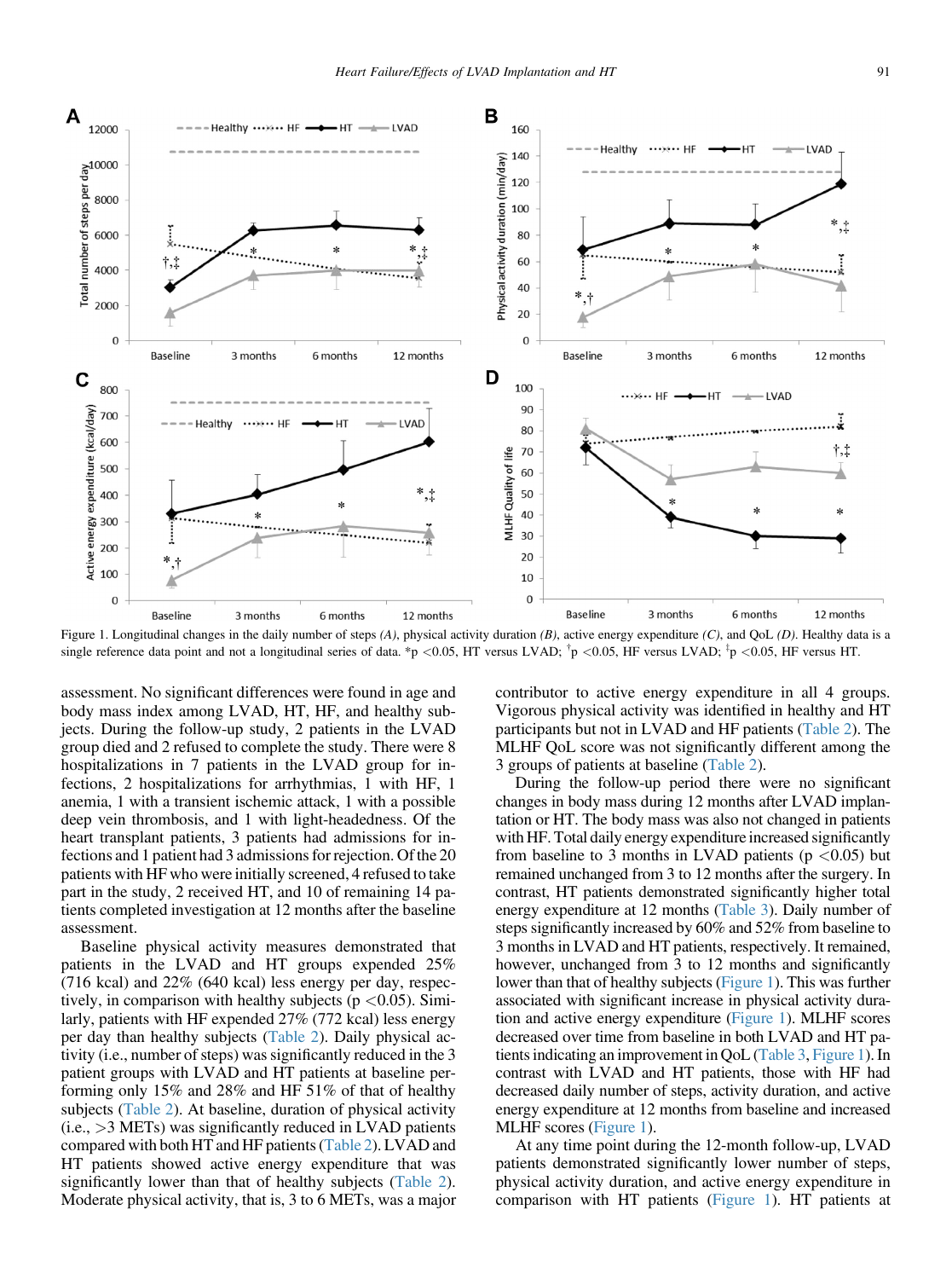Figure 1. Longitudinal changes in the daily number of steps *(A)*, physical activity duration *(B)*, active energy expenditure *(C)*, and QoL *(D)*. Healthy data is a single reference data point and not a longitudinal series of data. *p <0.05, HT versus LVAD; †p <0.05, HF versus LVAD; ‡p <0.05, HF versus HT.

assessment. No significant differences were found in age and body mass index among LVAD, HT, HF, and healthy subjects. During the follow-up study, 2 patients in the LVAD group died and 2 refused to complete the study. There were 8 hospitalizations in 7 patients in the LVAD group for infections, 2 hospitalizations for arrhythmias, 1 with HF, 1 anemia, 1 with a transient ischemic attack, 1 with a possible deep vein thrombosis, and 1 with light-headedness. Of the heart transplant patients, 3 patients had admissions for infections and 1 patient had 3 admissions for rejection. Of the 20 patients with HF who were initially screened, 4 refused to take part in the study, 2 received HT, and 10 of remaining 14 patients completed investigation at 12 months after the baseline assessment.

Baseline physical activity measures demonstrated that patients in the LVAD and HT groups expended 25% (716 kcal) and 22% (640 kcal) less energy per day, respectively, in comparison with healthy subjects ($p < 0.05$). Similarly, patients with HF expended 27% (772 kcal) less energy per day than healthy subjects (Table 2). Daily physical activity (i.e., number of steps) was significantly reduced in the 3 patient groups with LVAD and HT patients at baseline performing only 15% and 28% and HF 51% of that of healthy subjects (Table 2). At baseline, duration of physical activity (i.e., >3 METs) was significantly reduced in LVAD patients compared with both HT and HF patients (Table 2). LVAD and HT patients showed active energy expenditure that was significantly lower than that of healthy subjects (Table 2). Moderate physical activity, that is, 3 to 6 METs, was a major contributor to active energy expenditure in all 4 groups. Vigorous physical activity was identified in healthy and HT participants but not in LVAD and HF patients (Table 2). The MLHF QoL score was not significantly different among the 3 groups of patients at baseline (Table 2).

During the follow-up period there were no significant changes in body mass during 12 months after LVAD implantation or HT. The body mass was also not changed in patients with HF. Total daily energy expenditure increased significantly from baseline to 3 months in LVAD patients ($p < 0.05$) but remained unchanged from 3 to 12 months after the surgery. In contrast, HT patients demonstrated significantly higher total energy expenditure at 12 months (Table 3). Daily number of steps significantly increased by 60% and 52% from baseline to 3 months in LVAD and HT patients, respectively. It remained, however, unchanged from 3 to 12 months and significantly lower than that of healthy subjects (Figure 1). This was further associated with significant increase in physical activity duration and active energy expenditure (Figure 1). MLHF scores decreased over time from baseline in both LVAD and HT patients indicating an improvement in QoL (Table 3, Figure 1). In contrast with LVAD and HT patients, those with HF had decreased daily number of steps, activity duration, and active energy expenditure at 12 months from baseline and increased MLHF scores (Figure 1).

At any time point during the 12-month follow-up, LVAD patients demonstrated significantly lower number of steps, physical activity duration, and active energy expenditure in comparison with HT patients (Figure 1). HT patients at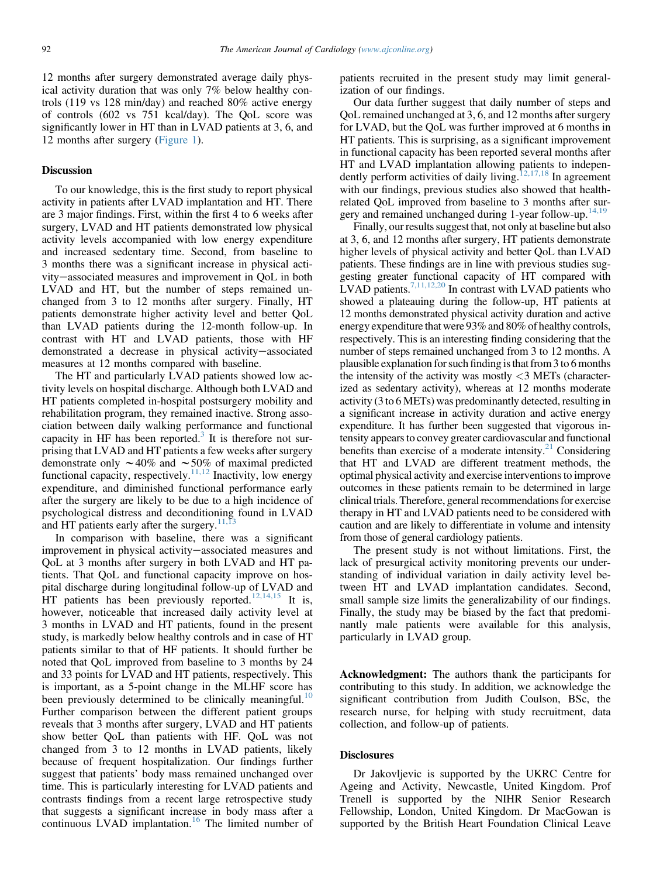12 months after surgery demonstrated average daily physical activity duration that was only 7% below healthy controls (119 vs 128 min/day) and reached 80% active energy of controls (602 vs 751 kcal/day). The QoL score was significantly lower in HT than in LVAD patients at 3, 6, and 12 months after surgery (Figure 1).

## Discussion

To our knowledge, this is the first study to report physical activity in patients after LVAD implantation and HT. There are 3 major findings. First, within the first 4 to 6 weeks after surgery, LVAD and HT patients demonstrated low physical activity levels accompanied with low energy expenditure and increased sedentary time. Second, from baseline to 3 months there was a significant increase in physical activity—associated measures and improvement in QoL in both LVAD and HT, but the number of steps remained unchanged from 3 to 12 months after surgery. Finally, HT patients demonstrate higher activity level and better QoL than LVAD patients during the 12-month follow-up. In contrast with HT and LVAD patients, those with HF demonstrated a decrease in physical activity—associated measures at 12 months compared with baseline.

The HT and particularly LVAD patients showed low activity levels on hospital discharge. Although both LVAD and HT patients completed in-hospital postsurgery mobility and rehabilitation program, they remained inactive. Strong association between daily walking performance and functional capacity in HF has been reported.[3] It is therefore not surprising that LVAD and HT patients a few weeks after surgery demonstrate only ~40% and ~50% of maximal predicted functional capacity, respectively.[11,12] Inactivity, low energy expenditure, and diminished functional performance early after the surgery are likely to be due to a high incidence of psychological distress and deconditioning found in LVAD and HT patients early after the surgery.[11,13]

In comparison with baseline, there was a significant improvement in physical activity—associated measures and QoL at 3 months after surgery in both LVAD and HT patients. That QoL and functional capacity improve on hospital discharge during longitudinal follow-up of LVAD and HT patients has been previously reported.[12,14,15] It is, however, noticeable that increased daily activity level at 3 months in LVAD and HT patients, found in the present study, is markedly below healthy controls and in case of HT patients similar to that of HF patients. It should further be noted that QoL improved from baseline to 3 months by 24 and 33 points for LVAD and HT patients, respectively. This is important, as a 5-point change in the MLHF score has been previously determined to be clinically meaningful.[10] Further comparison between the different patient groups reveals that 3 months after surgery, LVAD and HT patients show better QoL than patients with HF. QoL was not changed from 3 to 12 months in LVAD patients, likely because of frequent hospitalization. Our findings further suggest that patients' body mass remained unchanged over time. This is particularly interesting for LVAD patients and contrasts findings from a recent large retrospective study that suggests a significant increase in body mass after a continuous LVAD implantation.[16] The limited number of patients recruited in the present study may limit generalization of our findings.

Our data further suggest that daily number of steps and QoL remained unchanged at 3, 6, and 12 months after surgery for LVAD, but the QoL was further improved at 6 months in HT patients. This is surprising, as a significant improvement in functional capacity has been reported several months after HT and LVAD implantation allowing patients to independently perform activities of daily living.[12,17,18] In agreement with our findings, previous studies also showed that health-related QoL improved from baseline to 3 months after surgery and remained unchanged during 1-year follow-up.[14,19]

Finally, our results suggest that, not only at baseline but also at 3, 6, and 12 months after surgery, HT patients demonstrate higher levels of physical activity and better QoL than LVAD patients. These findings are in line with previous studies suggesting greater functional capacity of HT compared with LVAD patients.[7,11,12,20] In contrast with LVAD patients who showed a plateauing during the follow-up, HT patients at 12 months demonstrated physical activity duration and active energy expenditure that were 93% and 80% of healthy controls, respectively. This is an interesting finding considering that the number of steps remained unchanged from 3 to 12 months. A plausible explanation for such finding is that from 3 to 6 months the intensity of the activity was mostly <3 METs (characterized as sedentary activity), whereas at 12 months moderate activity (3 to 6 METs) was predominantly detected, resulting in a significant increase in activity duration and active energy expenditure. It has further been suggested that vigorous intensity appears to convey greater cardiovascular and functional benefits than exercise of a moderate intensity.[21] Considering that HT and LVAD are different treatment methods, the optimal physical activity and exercise interventions to improve outcomes in these patients remain to be determined in large clinical trials. Therefore, general recommendations for exercise therapy in HT and LVAD patients need to be considered with caution and are likely to differentiate in volume and intensity from those of general cardiology patients.

The present study is not without limitations. First, the lack of presurgical activity monitoring prevents our understanding of individual variation in daily activity level between HT and LVAD implantation candidates. Second, small sample size limits the generalizability of our findings. Finally, the study may be biased by the fact that predominantly male patients were available for this analysis, particularly in LVAD group.

**Acknowledgment:** The authors thank the participants for contributing to this study. In addition, we acknowledge the significant contribution from Judith Coulson, BSc, the research nurse, for helping with study recruitment, data collection, and follow-up of patients.

## Disclosures

Dr Jakovljevic is supported by the UKRC Centre for Ageing and Activity, Newcastle, United Kingdom. Prof Trenell is supported by the NIHR Senior Research Fellowship, London, United Kingdom. Dr MacGowan is supported by the British Heart Foundation Clinical Leave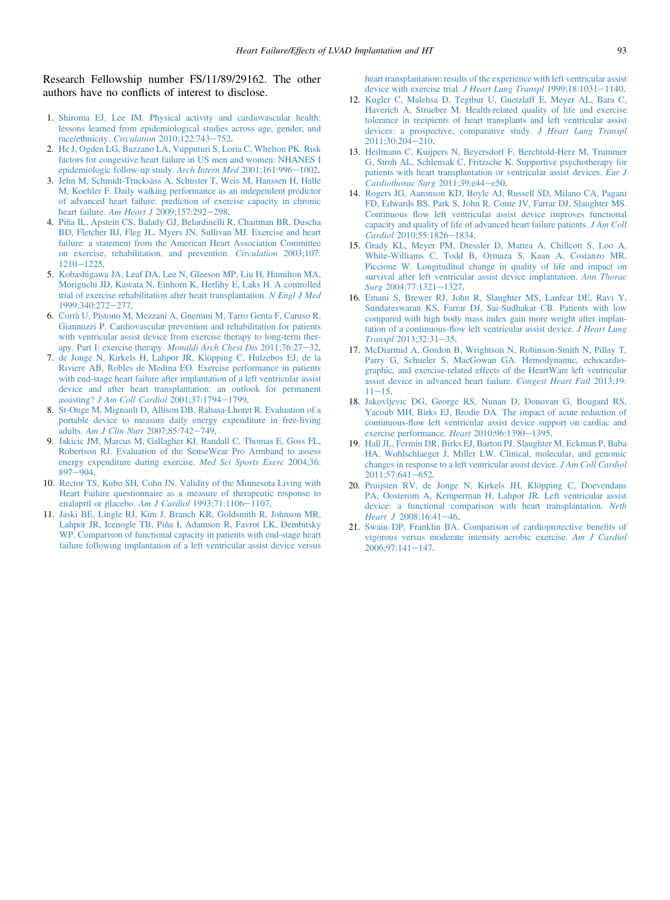Research Fellowship number FS/11/89/29162. The other authors have no conflicts of interest to disclose.

1. Shiroma EJ, Lee IM. Physical activity and cardiovascular health: lessons learned from epidemiological studies across age, gender, and race/ethnicity. *Circulation* 2010;122:743–752.
2. He J, Ogden LG, Bazzano LA, Vupputuri S, Loria C, Whelton PK. Risk factors for congestive heart failure in US men and women: NHANES I epidemiologic follow-up study. *Arch Intern Med* 2001;161:996–1002.
3. Jehn M, Schmidt-Trucksäss A, Schuster T, Weis M, Hanssen H, Halle M, Koehler F. Daily walking performance as an independent predictor of advanced heart failure: prediction of exercise capacity in chronic heart failure. *Am Heart J* 2009;157:292–298.
4. Piña IL, Apstein CS, Balady GJ, Belardinelli R, Chaitman BR, Duscha BD, Fletcher BJ, Fleg JL, Myers JN, Sullivan MJ. Exercise and heart failure: a statement from the American Heart Association Committee on exercise, rehabilitation, and prevention. *Circulation* 2003;107:1210–1225.
5. Kobashigawa JA, Leaf DA, Lee N, Gleeson MP, Liu H, Hamilton MA, Moriguchi JD, Kawata N, Einhorn K, Herlihy E, Laks H. A controlled trial of exercise rehabilitation after heart transplantation. *N Engl J Med* 1999;340:272–277.
6. Corrà U, Pistono M, Mezzani A, Gnemmi M, Tarro Genta F, Caruso R, Giannuzzi P. Cardiovascular prevention and rehabilitation for patients with ventricular assist device from exercise therapy to long-term therapy. Part I: exercise therapy. *Monaldi Arch Chest Dis* 2011;76:27–32.
7. de Jonge N, Kirkels H, Lahpor JR, Klöpping C, Hulzebos EJ, de la Riviere AB, Robles de Medina EO. Exercise performance in patients with end-stage heart failure after implantation of a left ventricular assist device and after heart transplantation: an outlook for permanent assisting? *J Am Coll Cardiol* 2001;37:1794–1799.
8. St-Onge M, Mignault D, Allison DB, Rabasa-Lhoret R. Evaluation of a portable device to measure daily energy expenditure in free-living adults. *Am J Clin Nutr* 2007;85:742–749.
9. Jakicic JM, Marcus M, Gallagher KI, Randall C, Thomas E, Goss FL, Robertson RJ. Evaluation of the SenseWear Pro Armband to assess energy expenditure during exercise. *Med Sci Sports Exerc* 2004;36:897–904.
10. Rector TS, Kubo SH, Cohn JN. Validity of the Minnesota Living with Heart Failure questionnaire as a measure of therapeutic response to enalapril or placebo. *Am J Cardiol* 1993;71:1106–1107.
11. Jaski BE, Lingle RJ, Kim J, Branch KR, Goldsmith R, Johnson MR, Lahpor JR, Icenogle TB, Piña I, Adamson R, Favrot LK, Dembitsky WP. Comparison of functional capacity in patients with end-stage heart failure following implantation of a left ventricular assist device versus heart transplantation: results of the experience with left ventricular assist device with exercise trial. *J Heart Lung Transpl* 1999;18:1031–1140.
12. Kugler C, Malehsa D, Tegtbur U, Guetzlaff E, Meyer AL, Bara C, Haverich A, Strueber M. Health-related quality of life and exercise tolerance in recipients of heart transplants and left ventricular assist devices: a prospective, comparative study. *J Heart Lung Transpl* 2011;30:204–210.
13. Heilmann C, Kuijpers N, Beyersdorf F, Berchtold-Herz M, Trummer G, Stroh AL, Schlensak C, Fritzsche K. Supportive psychotherapy for patients with heart transplantation or ventricular assist devices. *Eur J Cardiothorac Surg* 2011;39:e44–e50.
14. Rogers JG, Aaronson KD, Boyle AJ, Russell SD, Milano CA, Pagani FD, Edwards BS, Park S, John R, Conte JV, Farrar DJ, Slaughter MS. Continuous flow left ventricular assist device improves functional capacity and quality of life of advanced heart failure patients. *J Am Coll Cardiol* 2010;55:1826–1834.
15. Grady KL, Meyer PM, Dressler D, Mattea A, Chillcott S, Loo A, White-Williams C, Todd B, Ormaza S, Kaan A, Costanzo MR, Piccione W. Longitudinal change in quality of life and impact on survival after left ventricular assist device implantation. *Ann Thorac Surg* 2004;77:1321–1327.
16. Emani S, Brewer RJ, John R, Slaughter MS, Lanfear DE, Ravi Y, Sundareswaran KS, Farrar DJ, Sai-Sudhakar CB. Patients with low compared with high body mass index gain more weight after implantation of a continuous-flow left ventricular assist device. *J Heart Lung Transpl* 2013;32:31–35.
17. McDiarmid A, Gordon B, Wrightson N, Robinson-Smith N, Pillay T, Parry G, Schueler S, MacGowan GA. Hemodynamic, echocardiographic, and exercise-related effects of the HeartWare left ventricular assist device in advanced heart failure. *Congest Heart Fail* 2013;19:11–15.
18. Jakovljevic DG, George RS, Nunan D, Donovan G, Bougard RS, Yacoub MH, Birks EJ, Brodie DA. The impact of acute reduction of continuous-flow left ventricular assist device support on cardiac and exercise performance. *Heart* 2010;96:1390–1395.
19. Hall JL, Fermin DR, Birks EJ, Barton PJ, Slaughter M, Eckman P, Baba HA, Wohlschlaeger J, Miller LW. Clinical, molecular, and genomic changes in response to a left ventricular assist device. *J Am Coll Cardiol* 2011;57:641–652.
20. Pruijsten RV, de Jonge N, Kirkels JH, Klöpping C, Doevendans PA, Oosterom A, Kemperman H, Lahpor JR. Left ventricular assist device: a functional comparison with heart transplantation. *Neth Heart J* 2008;16:41–46.
21. Swain DP, Franklin BA. Comparison of cardioprotective benefits of vigorous versus moderate intensity aerobic exercise. *Am J Cardiol* 2006;97:141–147.